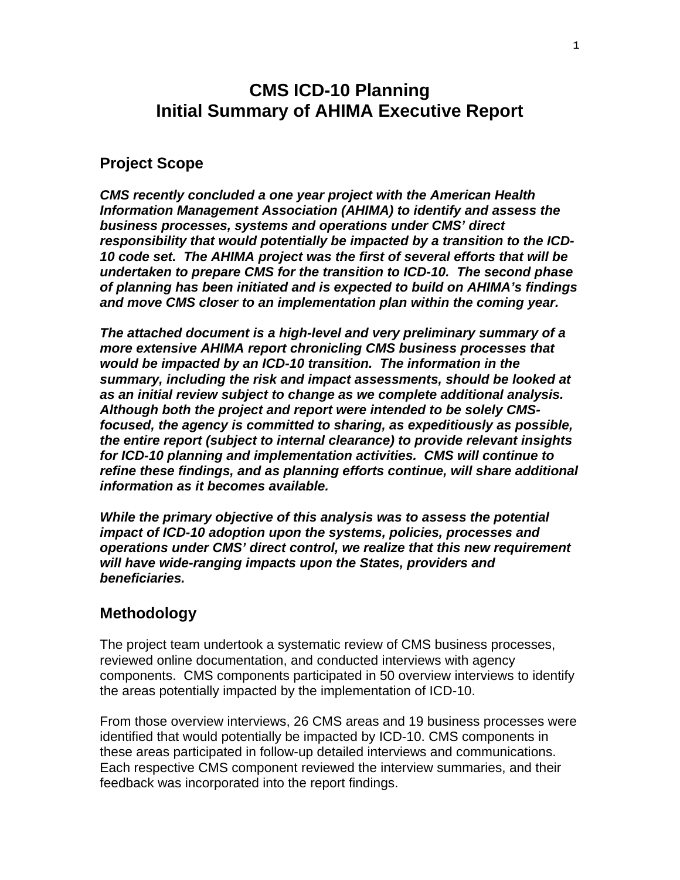# CMS ICD-10 Planning
# Initial Summary of AHIMA Executive Report

## Project Scope

***CMS recently concluded a one year project with the American Health Information Management Association (AHIMA) to identify and assess the business processes, systems and operations under CMS' direct responsibility that would potentially be impacted by a transition to the ICD-10 code set. The AHIMA project was the first of several efforts that will be undertaken to prepare CMS for the transition to ICD-10. The second phase of planning has been initiated and is expected to build on AHIMA's findings and move CMS closer to an implementation plan within the coming year.***

***The attached document is a high-level and very preliminary summary of a more extensive AHIMA report chronicling CMS business processes that would be impacted by an ICD-10 transition. The information in the summary, including the risk and impact assessments, should be looked at as an initial review subject to change as we complete additional analysis. Although both the project and report were intended to be solely CMS-focused, the agency is committed to sharing, as expeditiously as possible, the entire report (subject to internal clearance) to provide relevant insights for ICD-10 planning and implementation activities. CMS will continue to refine these findings, and as planning efforts continue, will share additional information as it becomes available.***

***While the primary objective of this analysis was to assess the potential impact of ICD-10 adoption upon the systems, policies, processes and operations under CMS' direct control, we realize that this new requirement will have wide-ranging impacts upon the States, providers and beneficiaries.***

## Methodology

The project team undertook a systematic review of CMS business processes, reviewed online documentation, and conducted interviews with agency components. CMS components participated in 50 overview interviews to identify the areas potentially impacted by the implementation of ICD-10.

From those overview interviews, 26 CMS areas and 19 business processes were identified that would potentially be impacted by ICD-10. CMS components in these areas participated in follow-up detailed interviews and communications. Each respective CMS component reviewed the interview summaries, and their feedback was incorporated into the report findings.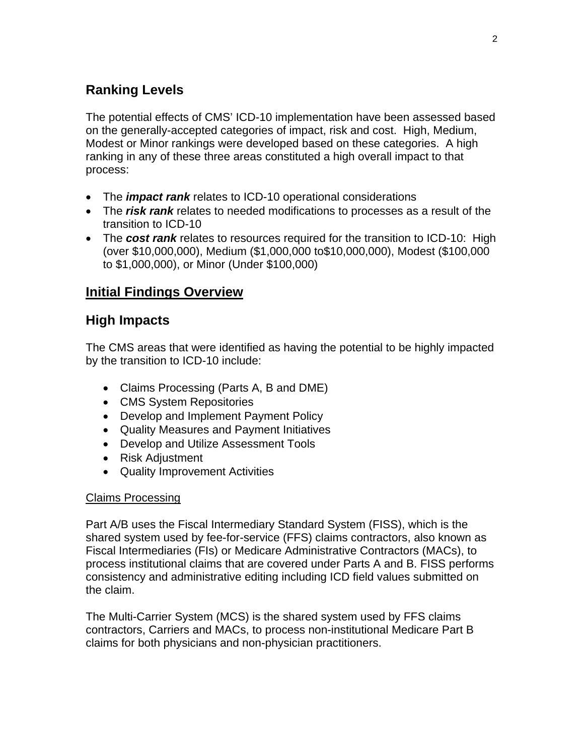## Ranking Levels

The potential effects of CMS' ICD-10 implementation have been assessed based on the generally-accepted categories of impact, risk and cost. High, Medium, Modest or Minor rankings were developed based on these categories. A high ranking in any of these three areas constituted a high overall impact to that process:

- The ***impact rank*** relates to ICD-10 operational considerations
- The ***risk rank*** relates to needed modifications to processes as a result of the transition to ICD-10
- The ***cost rank*** relates to resources required for the transition to ICD-10: High (over $10,000,000), Medium ($1,000,000 to$10,000,000), Modest ($100,000 to $1,000,000), or Minor (Under $100,000)

## Initial Findings Overview

## High Impacts

The CMS areas that were identified as having the potential to be highly impacted by the transition to ICD-10 include:

- Claims Processing (Parts A, B and DME)
- CMS System Repositories
- Develop and Implement Payment Policy
- Quality Measures and Payment Initiatives
- Develop and Utilize Assessment Tools
- Risk Adjustment
- Quality Improvement Activities

Claims Processing

Part A/B uses the Fiscal Intermediary Standard System (FISS), which is the shared system used by fee-for-service (FFS) claims contractors, also known as Fiscal Intermediaries (FIs) or Medicare Administrative Contractors (MACs), to process institutional claims that are covered under Parts A and B. FISS performs consistency and administrative editing including ICD field values submitted on the claim.

The Multi-Carrier System (MCS) is the shared system used by FFS claims contractors, Carriers and MACs, to process non-institutional Medicare Part B claims for both physicians and non-physician practitioners.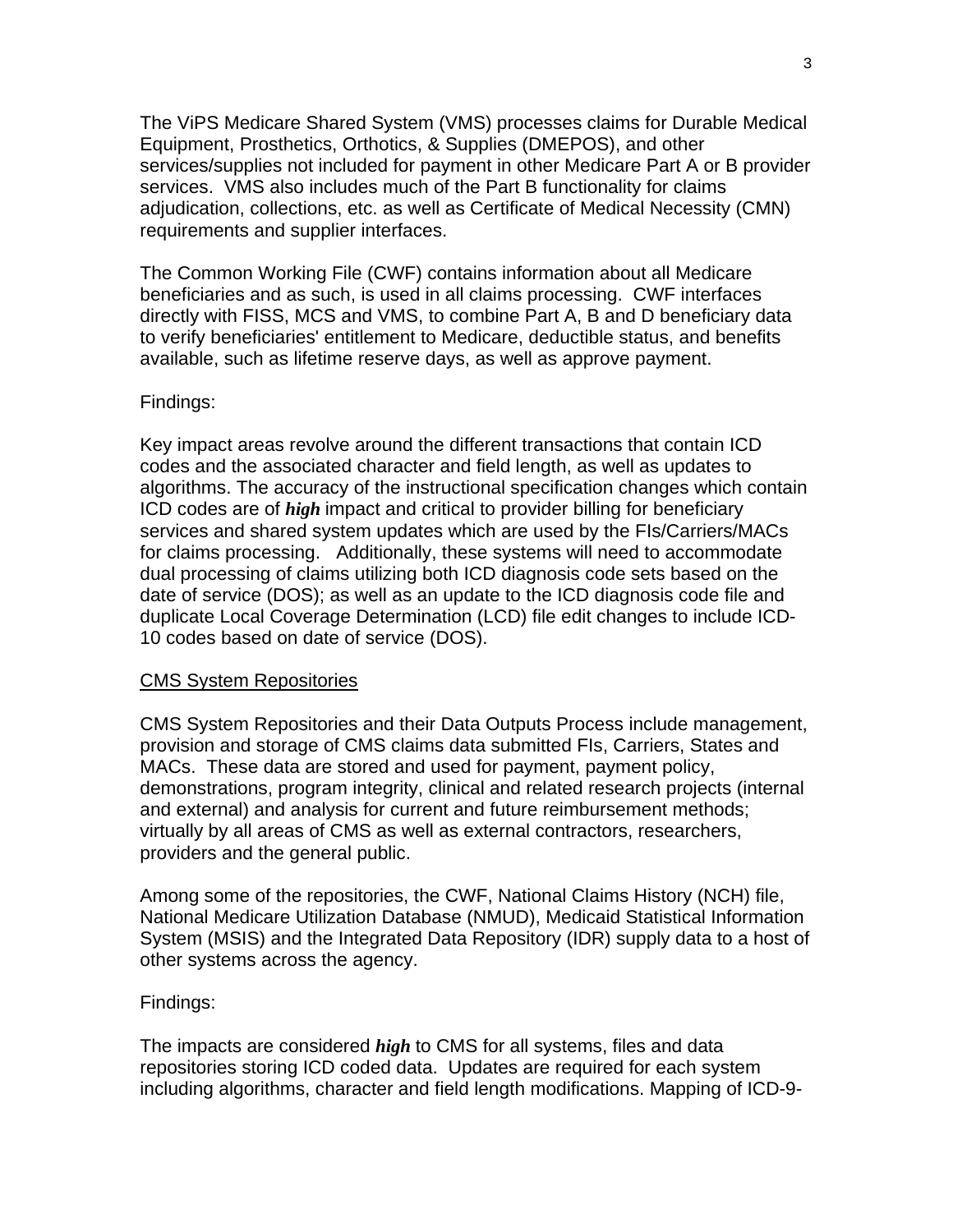The ViPS Medicare Shared System (VMS) processes claims for Durable Medical Equipment, Prosthetics, Orthotics, & Supplies (DMEPOS), and other services/supplies not included for payment in other Medicare Part A or B provider services. VMS also includes much of the Part B functionality for claims adjudication, collections, etc. as well as Certificate of Medical Necessity (CMN) requirements and supplier interfaces.

The Common Working File (CWF) contains information about all Medicare beneficiaries and as such, is used in all claims processing. CWF interfaces directly with FISS, MCS and VMS, to combine Part A, B and D beneficiary data to verify beneficiaries' entitlement to Medicare, deductible status, and benefits available, such as lifetime reserve days, as well as approve payment.

Findings:

Key impact areas revolve around the different transactions that contain ICD codes and the associated character and field length, as well as updates to algorithms. The accuracy of the instructional specification changes which contain ICD codes are of ***high*** impact and critical to provider billing for beneficiary services and shared system updates which are used by the FIs/Carriers/MACs for claims processing. Additionally, these systems will need to accommodate dual processing of claims utilizing both ICD diagnosis code sets based on the date of service (DOS); as well as an update to the ICD diagnosis code file and duplicate Local Coverage Determination (LCD) file edit changes to include ICD-10 codes based on date of service (DOS).

<u>CMS System Repositories</u>

CMS System Repositories and their Data Outputs Process include management, provision and storage of CMS claims data submitted FIs, Carriers, States and MACs. These data are stored and used for payment, payment policy, demonstrations, program integrity, clinical and related research projects (internal and external) and analysis for current and future reimbursement methods; virtually by all areas of CMS as well as external contractors, researchers, providers and the general public.

Among some of the repositories, the CWF, National Claims History (NCH) file, National Medicare Utilization Database (NMUD), Medicaid Statistical Information System (MSIS) and the Integrated Data Repository (IDR) supply data to a host of other systems across the agency.

Findings:

The impacts are considered ***high*** to CMS for all systems, files and data repositories storing ICD coded data. Updates are required for each system including algorithms, character and field length modifications. Mapping of ICD-9-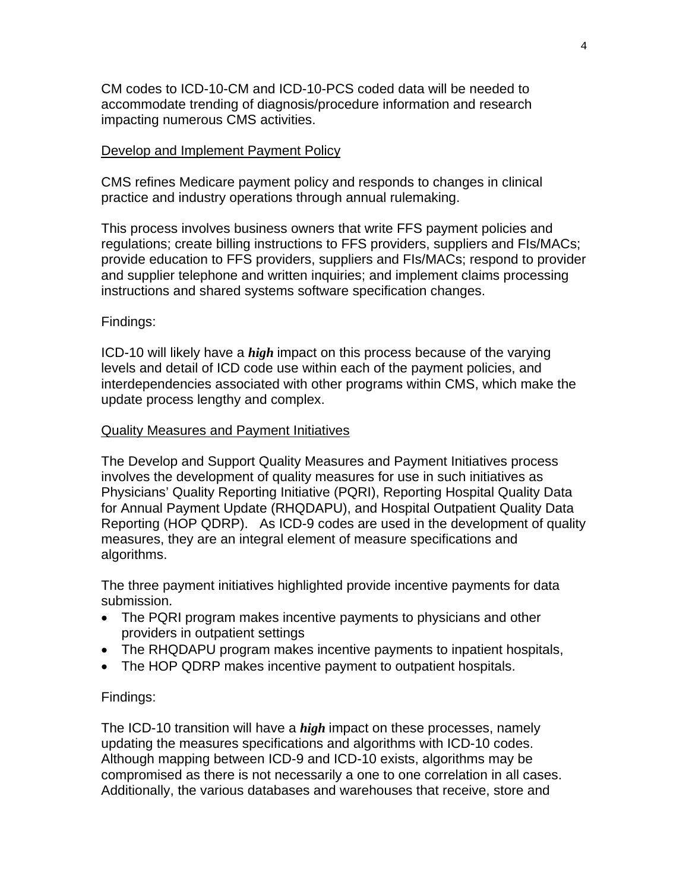CM codes to ICD-10-CM and ICD-10-PCS coded data will be needed to accommodate trending of diagnosis/procedure information and research impacting numerous CMS activities.

<u>Develop and Implement Payment Policy</u>

CMS refines Medicare payment policy and responds to changes in clinical practice and industry operations through annual rulemaking.

This process involves business owners that write FFS payment policies and regulations; create billing instructions to FFS providers, suppliers and FIs/MACs; provide education to FFS providers, suppliers and FIs/MACs; respond to provider and supplier telephone and written inquiries; and implement claims processing instructions and shared systems software specification changes.

Findings:

ICD-10 will likely have a ***high*** impact on this process because of the varying levels and detail of ICD code use within each of the payment policies, and interdependencies associated with other programs within CMS, which make the update process lengthy and complex.

<u>Quality Measures and Payment Initiatives</u>

The Develop and Support Quality Measures and Payment Initiatives process involves the development of quality measures for use in such initiatives as Physicians' Quality Reporting Initiative (PQRI), Reporting Hospital Quality Data for Annual Payment Update (RHQDAPU), and Hospital Outpatient Quality Data Reporting (HOP QDRP). As ICD-9 codes are used in the development of quality measures, they are an integral element of measure specifications and algorithms.

The three payment initiatives highlighted provide incentive payments for data submission.

- The PQRI program makes incentive payments to physicians and other providers in outpatient settings
- The RHQDAPU program makes incentive payments to inpatient hospitals,
- The HOP QDRP makes incentive payment to outpatient hospitals.

Findings:

The ICD-10 transition will have a ***high*** impact on these processes, namely updating the measures specifications and algorithms with ICD-10 codes. Although mapping between ICD-9 and ICD-10 exists, algorithms may be compromised as there is not necessarily a one to one correlation in all cases. Additionally, the various databases and warehouses that receive, store and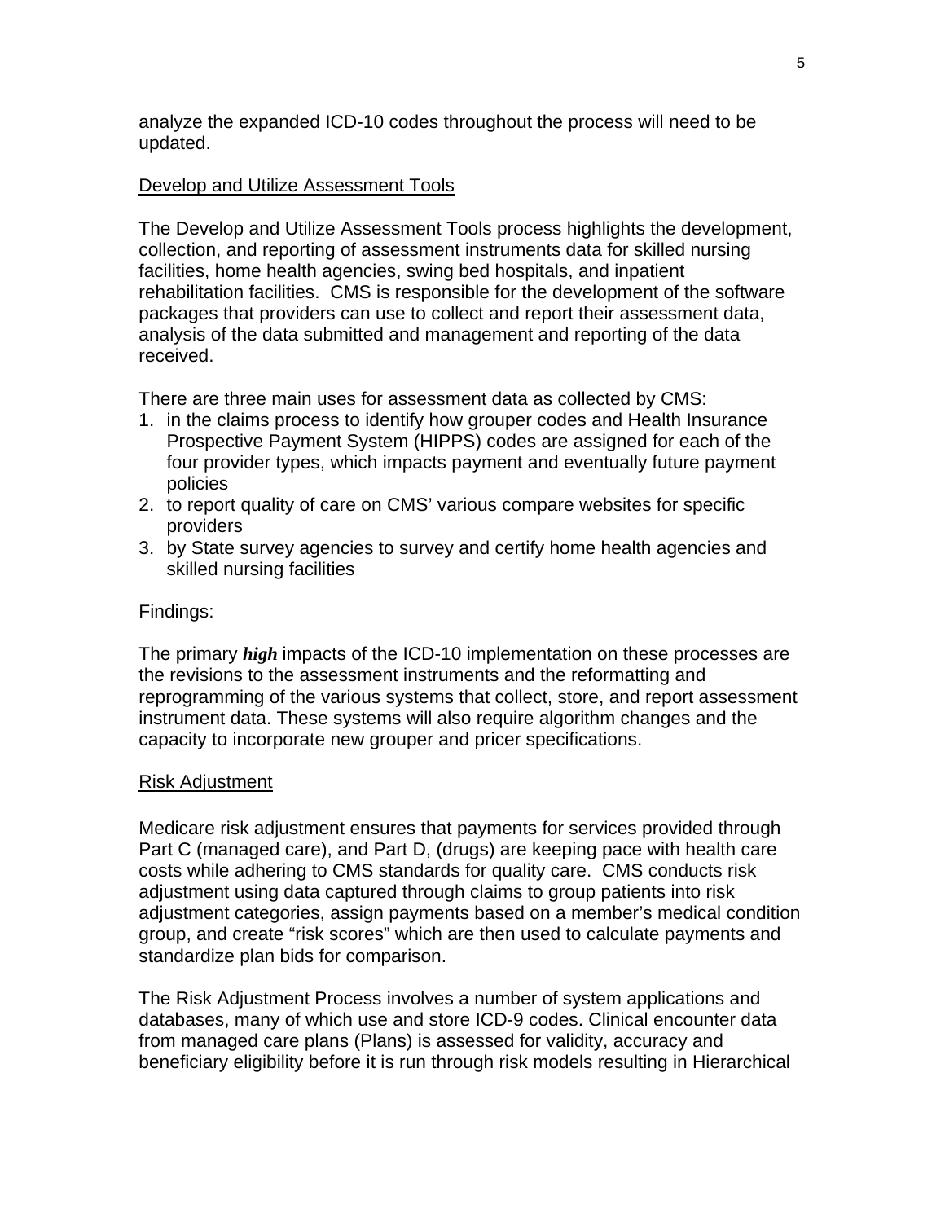analyze the expanded ICD-10 codes throughout the process will need to be updated.

<u>Develop and Utilize Assessment Tools</u>

The Develop and Utilize Assessment Tools process highlights the development, collection, and reporting of assessment instruments data for skilled nursing facilities, home health agencies, swing bed hospitals, and inpatient rehabilitation facilities. CMS is responsible for the development of the software packages that providers can use to collect and report their assessment data, analysis of the data submitted and management and reporting of the data received.

There are three main uses for assessment data as collected by CMS:

1. in the claims process to identify how grouper codes and Health Insurance Prospective Payment System (HIPPS) codes are assigned for each of the four provider types, which impacts payment and eventually future payment policies
2. to report quality of care on CMS' various compare websites for specific providers
3. by State survey agencies to survey and certify home health agencies and skilled nursing facilities

Findings:

The primary ***high*** impacts of the ICD-10 implementation on these processes are the revisions to the assessment instruments and the reformatting and reprogramming of the various systems that collect, store, and report assessment instrument data. These systems will also require algorithm changes and the capacity to incorporate new grouper and pricer specifications.

<u>Risk Adjustment</u>

Medicare risk adjustment ensures that payments for services provided through Part C (managed care), and Part D, (drugs) are keeping pace with health care costs while adhering to CMS standards for quality care. CMS conducts risk adjustment using data captured through claims to group patients into risk adjustment categories, assign payments based on a member's medical condition group, and create "risk scores" which are then used to calculate payments and standardize plan bids for comparison.

The Risk Adjustment Process involves a number of system applications and databases, many of which use and store ICD-9 codes. Clinical encounter data from managed care plans (Plans) is assessed for validity, accuracy and beneficiary eligibility before it is run through risk models resulting in Hierarchical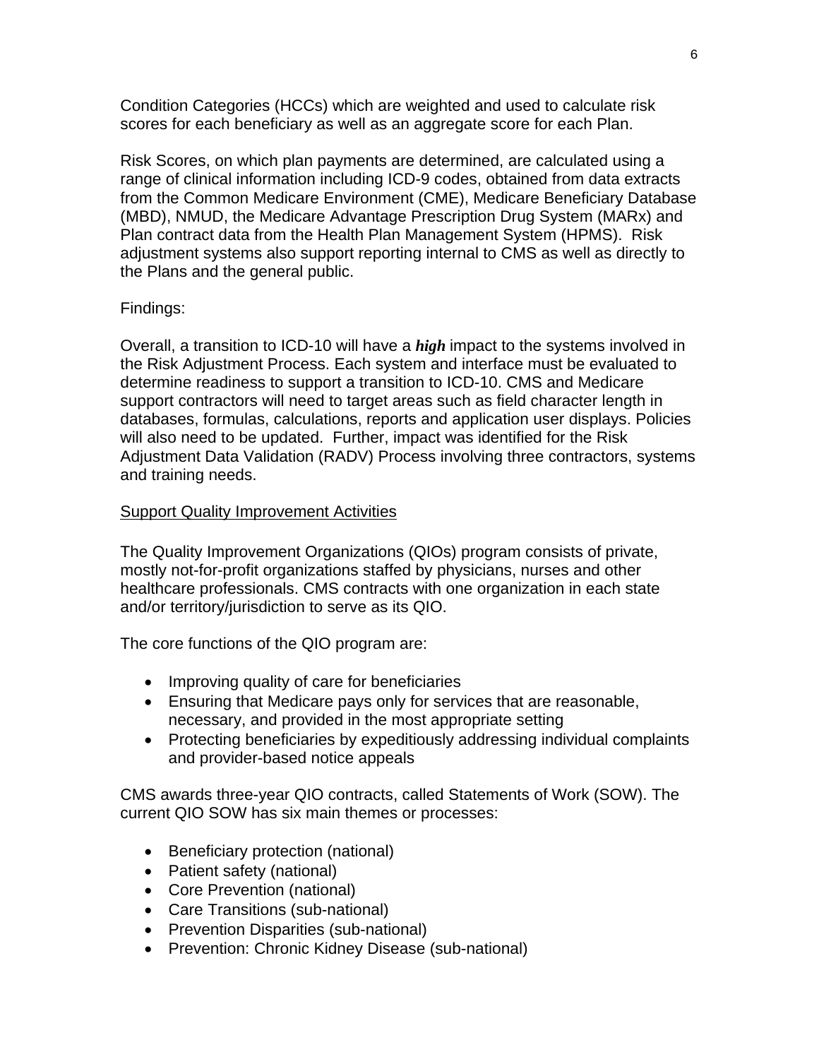Condition Categories (HCCs) which are weighted and used to calculate risk scores for each beneficiary as well as an aggregate score for each Plan.

Risk Scores, on which plan payments are determined, are calculated using a range of clinical information including ICD-9 codes, obtained from data extracts from the Common Medicare Environment (CME), Medicare Beneficiary Database (MBD), NMUD, the Medicare Advantage Prescription Drug System (MARx) and Plan contract data from the Health Plan Management System (HPMS). Risk adjustment systems also support reporting internal to CMS as well as directly to the Plans and the general public.

Findings:

Overall, a transition to ICD-10 will have a ***high*** impact to the systems involved in the Risk Adjustment Process. Each system and interface must be evaluated to determine readiness to support a transition to ICD-10. CMS and Medicare support contractors will need to target areas such as field character length in databases, formulas, calculations, reports and application user displays. Policies will also need to be updated. Further, impact was identified for the Risk Adjustment Data Validation (RADV) Process involving three contractors, systems and training needs.

<u>Support Quality Improvement Activities</u>

The Quality Improvement Organizations (QIOs) program consists of private, mostly not-for-profit organizations staffed by physicians, nurses and other healthcare professionals. CMS contracts with one organization in each state and/or territory/jurisdiction to serve as its QIO.

The core functions of the QIO program are:

- Improving quality of care for beneficiaries
- Ensuring that Medicare pays only for services that are reasonable, necessary, and provided in the most appropriate setting
- Protecting beneficiaries by expeditiously addressing individual complaints and provider-based notice appeals

CMS awards three-year QIO contracts, called Statements of Work (SOW). The current QIO SOW has six main themes or processes:

- Beneficiary protection (national)
- Patient safety (national)
- Core Prevention (national)
- Care Transitions (sub-national)
- Prevention Disparities (sub-national)
- Prevention: Chronic Kidney Disease (sub-national)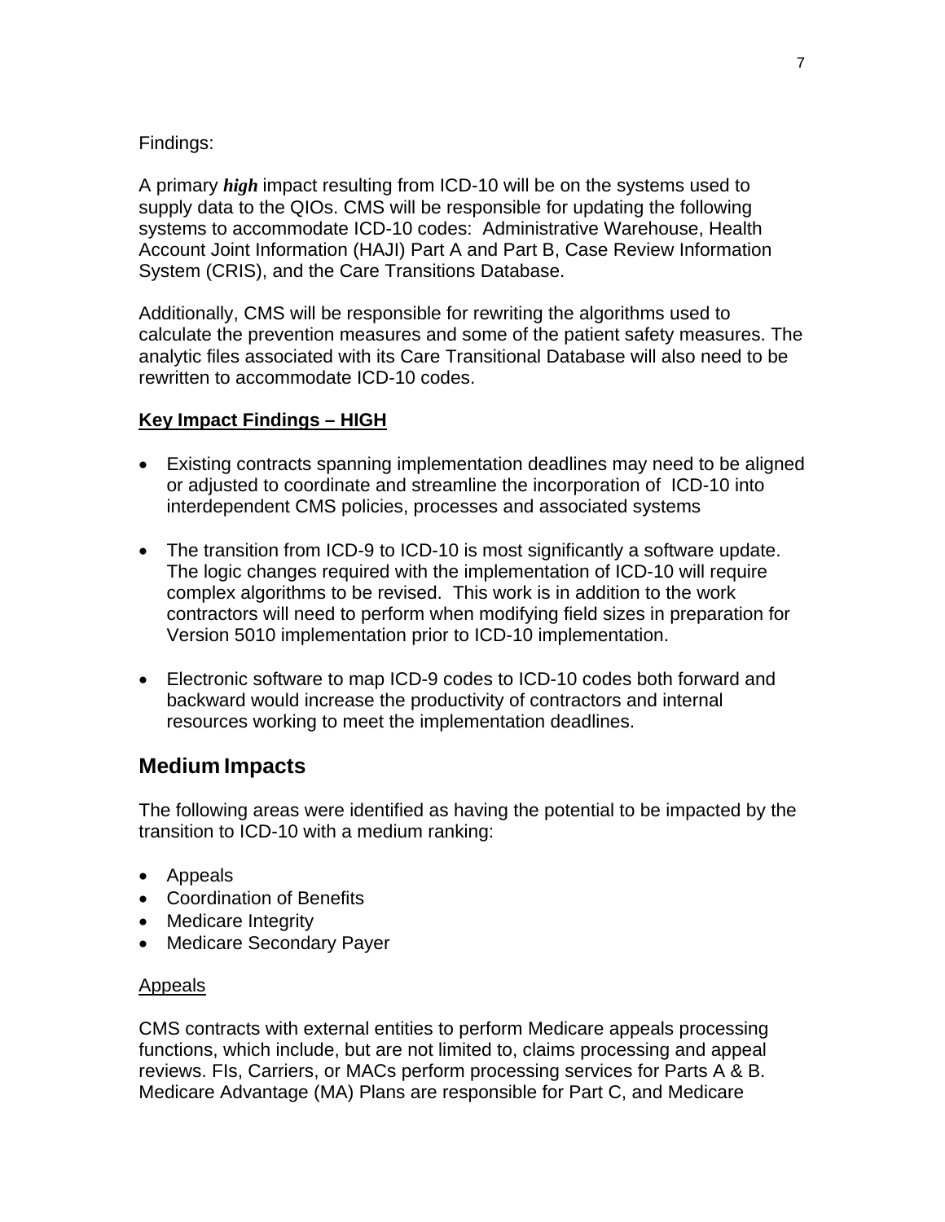Findings:

A primary ***high*** impact resulting from ICD-10 will be on the systems used to supply data to the QIOs. CMS will be responsible for updating the following systems to accommodate ICD-10 codes: Administrative Warehouse, Health Account Joint Information (HAJI) Part A and Part B, Case Review Information System (CRIS), and the Care Transitions Database.

Additionally, CMS will be responsible for rewriting the algorithms used to calculate the prevention measures and some of the patient safety measures. The analytic files associated with its Care Transitional Database will also need to be rewritten to accommodate ICD-10 codes.

**Key Impact Findings – HIGH**

- Existing contracts spanning implementation deadlines may need to be aligned or adjusted to coordinate and streamline the incorporation of ICD-10 into interdependent CMS policies, processes and associated systems

- The transition from ICD-9 to ICD-10 is most significantly a software update. The logic changes required with the implementation of ICD-10 will require complex algorithms to be revised. This work is in addition to the work contractors will need to perform when modifying field sizes in preparation for Version 5010 implementation prior to ICD-10 implementation.

- Electronic software to map ICD-9 codes to ICD-10 codes both forward and backward would increase the productivity of contractors and internal resources working to meet the implementation deadlines.

## Medium Impacts

The following areas were identified as having the potential to be impacted by the transition to ICD-10 with a medium ranking:

- Appeals
- Coordination of Benefits
- Medicare Integrity
- Medicare Secondary Payer

Appeals

CMS contracts with external entities to perform Medicare appeals processing functions, which include, but are not limited to, claims processing and appeal reviews. FIs, Carriers, or MACs perform processing services for Parts A & B. Medicare Advantage (MA) Plans are responsible for Part C, and Medicare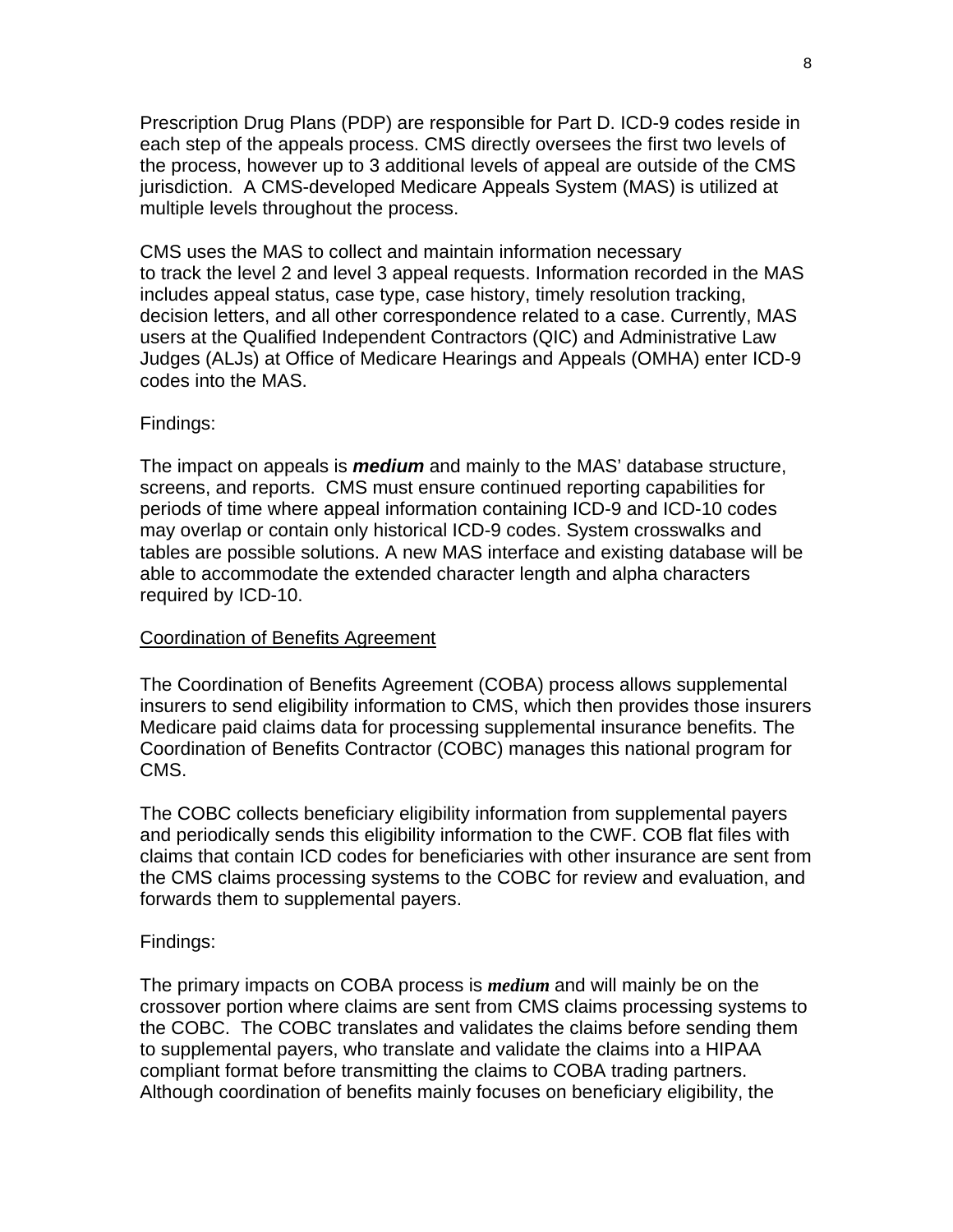Prescription Drug Plans (PDP) are responsible for Part D. ICD-9 codes reside in each step of the appeals process. CMS directly oversees the first two levels of the process, however up to 3 additional levels of appeal are outside of the CMS jurisdiction. A CMS-developed Medicare Appeals System (MAS) is utilized at multiple levels throughout the process.

CMS uses the MAS to collect and maintain information necessary to track the level 2 and level 3 appeal requests. Information recorded in the MAS includes appeal status, case type, case history, timely resolution tracking, decision letters, and all other correspondence related to a case. Currently, MAS users at the Qualified Independent Contractors (QIC) and Administrative Law Judges (ALJs) at Office of Medicare Hearings and Appeals (OMHA) enter ICD-9 codes into the MAS.

Findings:

The impact on appeals is ***medium*** and mainly to the MAS' database structure, screens, and reports. CMS must ensure continued reporting capabilities for periods of time where appeal information containing ICD-9 and ICD-10 codes may overlap or contain only historical ICD-9 codes. System crosswalks and tables are possible solutions. A new MAS interface and existing database will be able to accommodate the extended character length and alpha characters required by ICD-10.

Coordination of Benefits Agreement

The Coordination of Benefits Agreement (COBA) process allows supplemental insurers to send eligibility information to CMS, which then provides those insurers Medicare paid claims data for processing supplemental insurance benefits. The Coordination of Benefits Contractor (COBC) manages this national program for CMS.

The COBC collects beneficiary eligibility information from supplemental payers and periodically sends this eligibility information to the CWF. COB flat files with claims that contain ICD codes for beneficiaries with other insurance are sent from the CMS claims processing systems to the COBC for review and evaluation, and forwards them to supplemental payers.

Findings:

The primary impacts on COBA process is ***medium*** and will mainly be on the crossover portion where claims are sent from CMS claims processing systems to the COBC. The COBC translates and validates the claims before sending them to supplemental payers, who translate and validate the claims into a HIPAA compliant format before transmitting the claims to COBA trading partners. Although coordination of benefits mainly focuses on beneficiary eligibility, the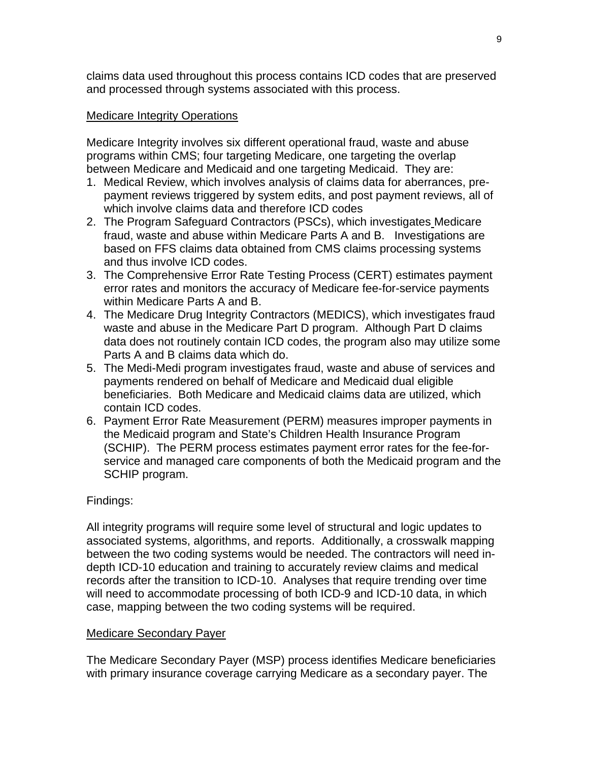claims data used throughout this process contains ICD codes that are preserved and processed through systems associated with this process.

Medicare Integrity Operations

Medicare Integrity involves six different operational fraud, waste and abuse programs within CMS; four targeting Medicare, one targeting the overlap between Medicare and Medicaid and one targeting Medicaid. They are:

1. Medical Review, which involves analysis of claims data for aberrances, pre-payment reviews triggered by system edits, and post payment reviews, all of which involve claims data and therefore ICD codes
2. The Program Safeguard Contractors (PSCs), which investigates Medicare fraud, waste and abuse within Medicare Parts A and B. Investigations are based on FFS claims data obtained from CMS claims processing systems and thus involve ICD codes.
3. The Comprehensive Error Rate Testing Process (CERT) estimates payment error rates and monitors the accuracy of Medicare fee-for-service payments within Medicare Parts A and B.
4. The Medicare Drug Integrity Contractors (MEDICS), which investigates fraud waste and abuse in the Medicare Part D program. Although Part D claims data does not routinely contain ICD codes, the program also may utilize some Parts A and B claims data which do.
5. The Medi-Medi program investigates fraud, waste and abuse of services and payments rendered on behalf of Medicare and Medicaid dual eligible beneficiaries. Both Medicare and Medicaid claims data are utilized, which contain ICD codes.
6. Payment Error Rate Measurement (PERM) measures improper payments in the Medicaid program and State's Children Health Insurance Program (SCHIP). The PERM process estimates payment error rates for the fee-for-service and managed care components of both the Medicaid program and the SCHIP program.

Findings:

All integrity programs will require some level of structural and logic updates to associated systems, algorithms, and reports. Additionally, a crosswalk mapping between the two coding systems would be needed. The contractors will need in-depth ICD-10 education and training to accurately review claims and medical records after the transition to ICD-10. Analyses that require trending over time will need to accommodate processing of both ICD-9 and ICD-10 data, in which case, mapping between the two coding systems will be required.

Medicare Secondary Payer

The Medicare Secondary Payer (MSP) process identifies Medicare beneficiaries with primary insurance coverage carrying Medicare as a secondary payer. The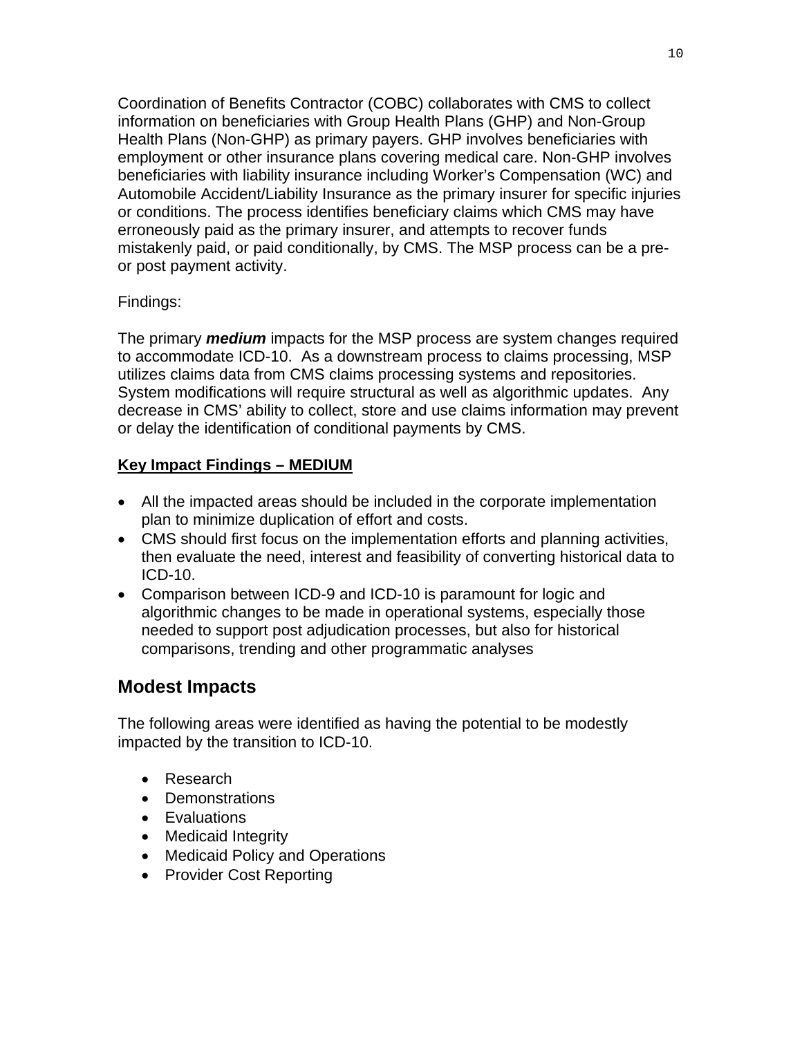Coordination of Benefits Contractor (COBC) collaborates with CMS to collect information on beneficiaries with Group Health Plans (GHP) and Non-Group Health Plans (Non-GHP) as primary payers. GHP involves beneficiaries with employment or other insurance plans covering medical care. Non-GHP involves beneficiaries with liability insurance including Worker's Compensation (WC) and Automobile Accident/Liability Insurance as the primary insurer for specific injuries or conditions. The process identifies beneficiary claims which CMS may have erroneously paid as the primary insurer, and attempts to recover funds mistakenly paid, or paid conditionally, by CMS. The MSP process can be a pre- or post payment activity.

Findings:

The primary ***medium*** impacts for the MSP process are system changes required to accommodate ICD-10. As a downstream process to claims processing, MSP utilizes claims data from CMS claims processing systems and repositories. System modifications will require structural as well as algorithmic updates. Any decrease in CMS' ability to collect, store and use claims information may prevent or delay the identification of conditional payments by CMS.

**Key Impact Findings – MEDIUM**

- All the impacted areas should be included in the corporate implementation plan to minimize duplication of effort and costs.
- CMS should first focus on the implementation efforts and planning activities, then evaluate the need, interest and feasibility of converting historical data to ICD-10.
- Comparison between ICD-9 and ICD-10 is paramount for logic and algorithmic changes to be made in operational systems, especially those needed to support post adjudication processes, but also for historical comparisons, trending and other programmatic analyses

## Modest Impacts

The following areas were identified as having the potential to be modestly impacted by the transition to ICD-10.

- Research
- Demonstrations
- Evaluations
- Medicaid Integrity
- Medicaid Policy and Operations
- Provider Cost Reporting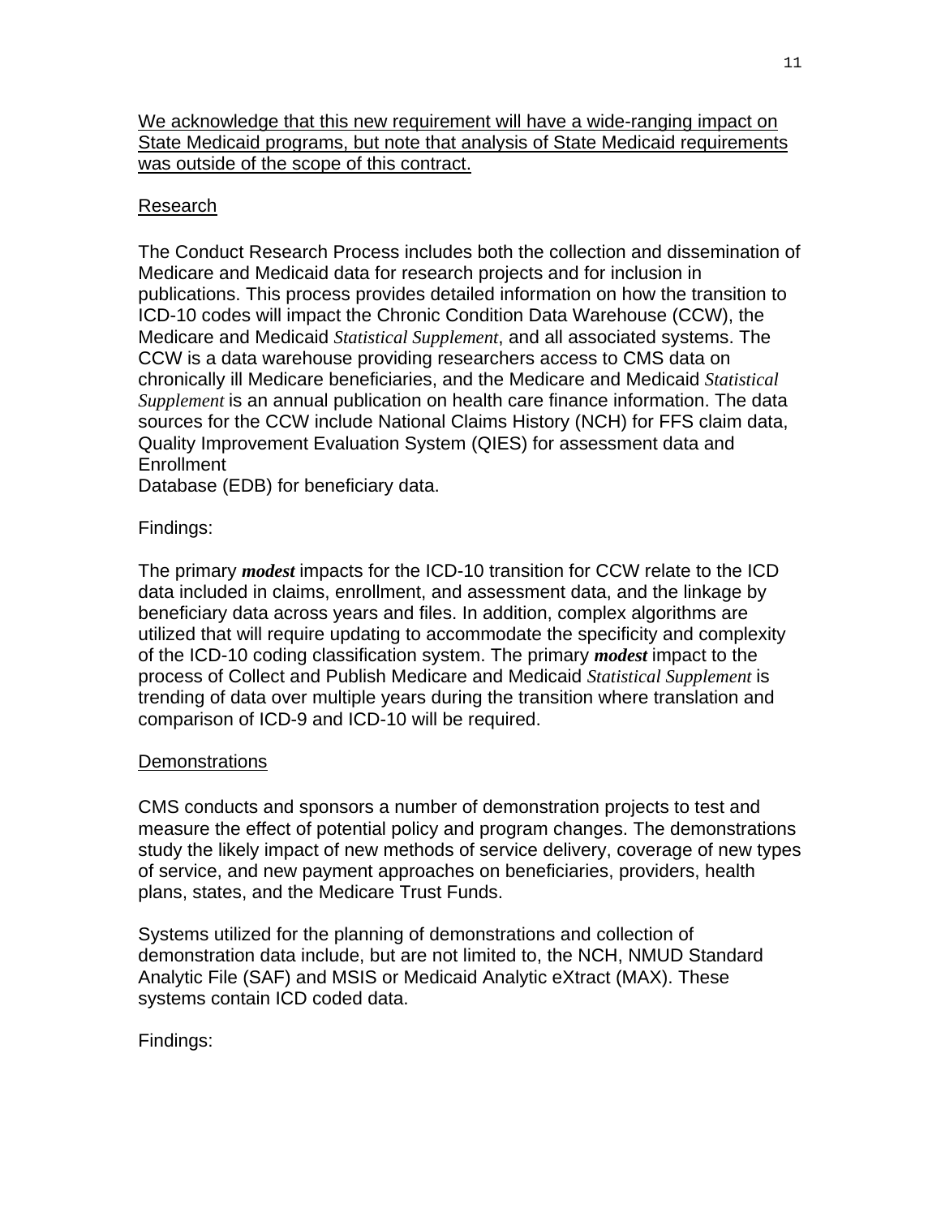We acknowledge that this new requirement will have a wide-ranging impact on State Medicaid programs, but note that analysis of State Medicaid requirements was outside of the scope of this contract.

Research

The Conduct Research Process includes both the collection and dissemination of Medicare and Medicaid data for research projects and for inclusion in publications. This process provides detailed information on how the transition to ICD-10 codes will impact the Chronic Condition Data Warehouse (CCW), the Medicare and Medicaid *Statistical Supplement*, and all associated systems. The CCW is a data warehouse providing researchers access to CMS data on chronically ill Medicare beneficiaries, and the Medicare and Medicaid *Statistical Supplement* is an annual publication on health care finance information. The data sources for the CCW include National Claims History (NCH) for FFS claim data, Quality Improvement Evaluation System (QIES) for assessment data and Enrollment
Database (EDB) for beneficiary data.

Findings:

The primary ***modest*** impacts for the ICD-10 transition for CCW relate to the ICD data included in claims, enrollment, and assessment data, and the linkage by beneficiary data across years and files. In addition, complex algorithms are utilized that will require updating to accommodate the specificity and complexity of the ICD-10 coding classification system. The primary ***modest*** impact to the process of Collect and Publish Medicare and Medicaid *Statistical Supplement* is trending of data over multiple years during the transition where translation and comparison of ICD-9 and ICD-10 will be required.

Demonstrations

CMS conducts and sponsors a number of demonstration projects to test and measure the effect of potential policy and program changes. The demonstrations study the likely impact of new methods of service delivery, coverage of new types of service, and new payment approaches on beneficiaries, providers, health plans, states, and the Medicare Trust Funds.

Systems utilized for the planning of demonstrations and collection of demonstration data include, but are not limited to, the NCH, NMUD Standard Analytic File (SAF) and MSIS or Medicaid Analytic eXtract (MAX). These systems contain ICD coded data.

Findings: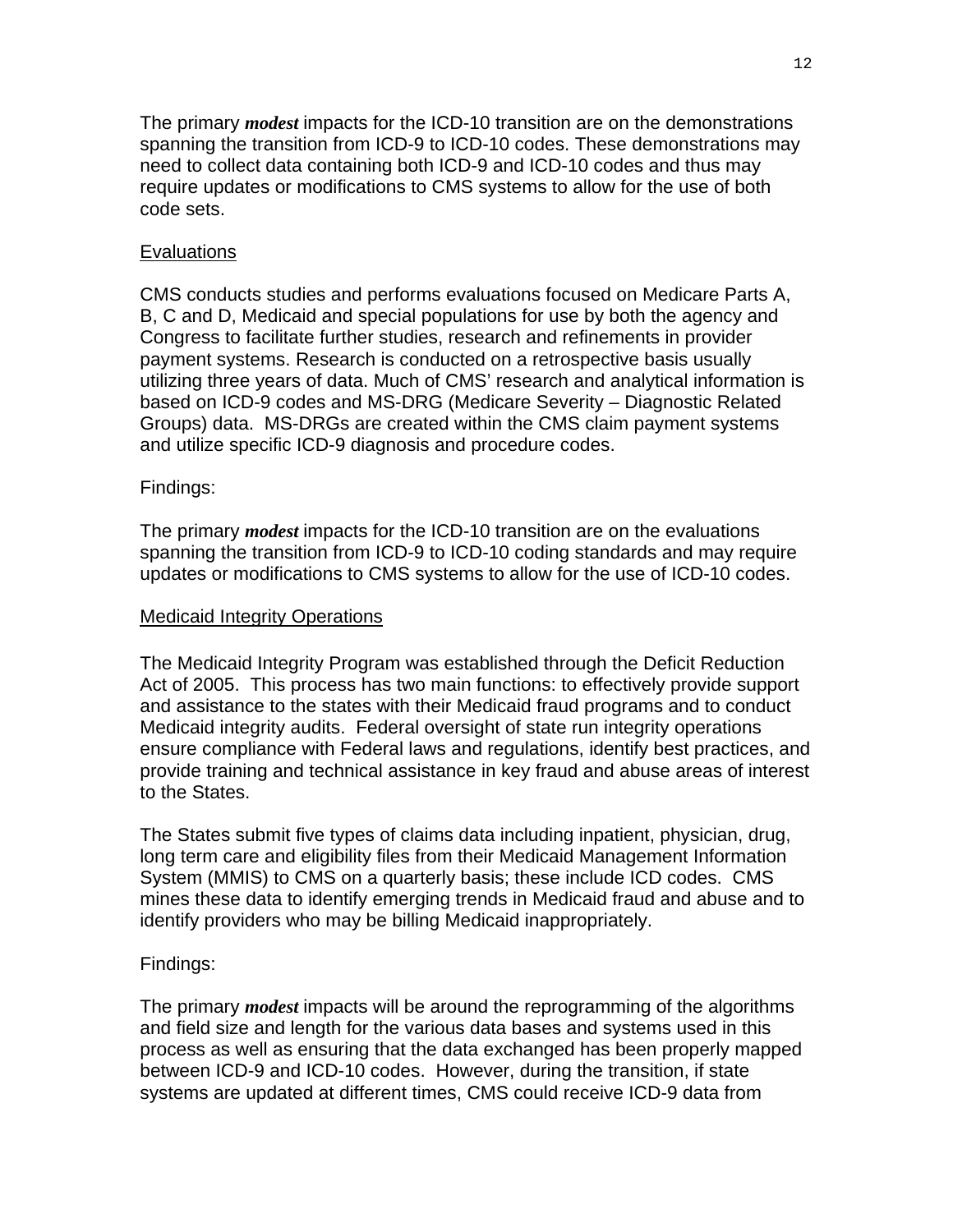The primary ***modest*** impacts for the ICD-10 transition are on the demonstrations spanning the transition from ICD-9 to ICD-10 codes. These demonstrations may need to collect data containing both ICD-9 and ICD-10 codes and thus may require updates or modifications to CMS systems to allow for the use of both code sets.

<u>Evaluations</u>

CMS conducts studies and performs evaluations focused on Medicare Parts A, B, C and D, Medicaid and special populations for use by both the agency and Congress to facilitate further studies, research and refinements in provider payment systems. Research is conducted on a retrospective basis usually utilizing three years of data. Much of CMS' research and analytical information is based on ICD-9 codes and MS-DRG (Medicare Severity – Diagnostic Related Groups) data. MS-DRGs are created within the CMS claim payment systems and utilize specific ICD-9 diagnosis and procedure codes.

Findings:

The primary ***modest*** impacts for the ICD-10 transition are on the evaluations spanning the transition from ICD-9 to ICD-10 coding standards and may require updates or modifications to CMS systems to allow for the use of ICD-10 codes.

<u>Medicaid Integrity Operations</u>

The Medicaid Integrity Program was established through the Deficit Reduction Act of 2005. This process has two main functions: to effectively provide support and assistance to the states with their Medicaid fraud programs and to conduct Medicaid integrity audits. Federal oversight of state run integrity operations ensure compliance with Federal laws and regulations, identify best practices, and provide training and technical assistance in key fraud and abuse areas of interest to the States.

The States submit five types of claims data including inpatient, physician, drug, long term care and eligibility files from their Medicaid Management Information System (MMIS) to CMS on a quarterly basis; these include ICD codes. CMS mines these data to identify emerging trends in Medicaid fraud and abuse and to identify providers who may be billing Medicaid inappropriately.

Findings:

The primary ***modest*** impacts will be around the reprogramming of the algorithms and field size and length for the various data bases and systems used in this process as well as ensuring that the data exchanged has been properly mapped between ICD-9 and ICD-10 codes. However, during the transition, if state systems are updated at different times, CMS could receive ICD-9 data from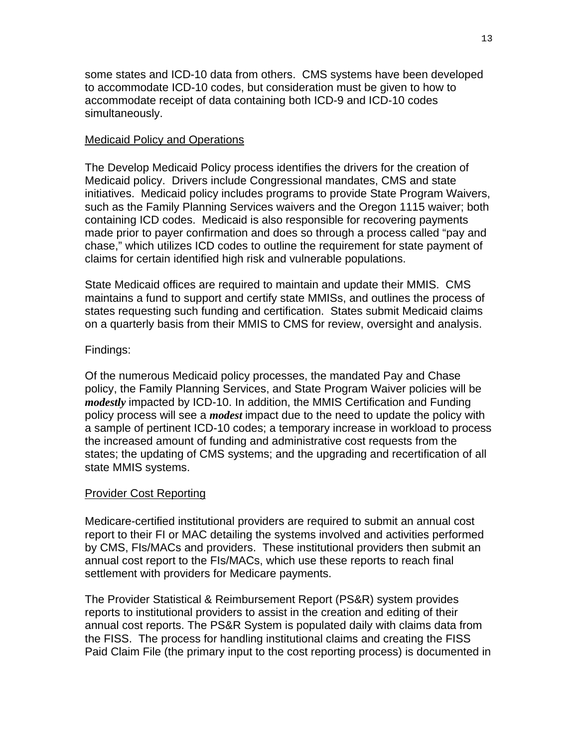some states and ICD-10 data from others. CMS systems have been developed to accommodate ICD-10 codes, but consideration must be given to how to accommodate receipt of data containing both ICD-9 and ICD-10 codes simultaneously.

Medicaid Policy and Operations

The Develop Medicaid Policy process identifies the drivers for the creation of Medicaid policy. Drivers include Congressional mandates, CMS and state initiatives. Medicaid policy includes programs to provide State Program Waivers, such as the Family Planning Services waivers and the Oregon 1115 waiver; both containing ICD codes. Medicaid is also responsible for recovering payments made prior to payer confirmation and does so through a process called "pay and chase," which utilizes ICD codes to outline the requirement for state payment of claims for certain identified high risk and vulnerable populations.

State Medicaid offices are required to maintain and update their MMIS. CMS maintains a fund to support and certify state MMISs, and outlines the process of states requesting such funding and certification. States submit Medicaid claims on a quarterly basis from their MMIS to CMS for review, oversight and analysis.

Findings:

Of the numerous Medicaid policy processes, the mandated Pay and Chase policy, the Family Planning Services, and State Program Waiver policies will be ***modestly*** impacted by ICD-10. In addition, the MMIS Certification and Funding policy process will see a ***modest*** impact due to the need to update the policy with a sample of pertinent ICD-10 codes; a temporary increase in workload to process the increased amount of funding and administrative cost requests from the states; the updating of CMS systems; and the upgrading and recertification of all state MMIS systems.

Provider Cost Reporting

Medicare-certified institutional providers are required to submit an annual cost report to their FI or MAC detailing the systems involved and activities performed by CMS, FIs/MACs and providers. These institutional providers then submit an annual cost report to the FIs/MACs, which use these reports to reach final settlement with providers for Medicare payments.

The Provider Statistical & Reimbursement Report (PS&R) system provides reports to institutional providers to assist in the creation and editing of their annual cost reports. The PS&R System is populated daily with claims data from the FISS. The process for handling institutional claims and creating the FISS Paid Claim File (the primary input to the cost reporting process) is documented in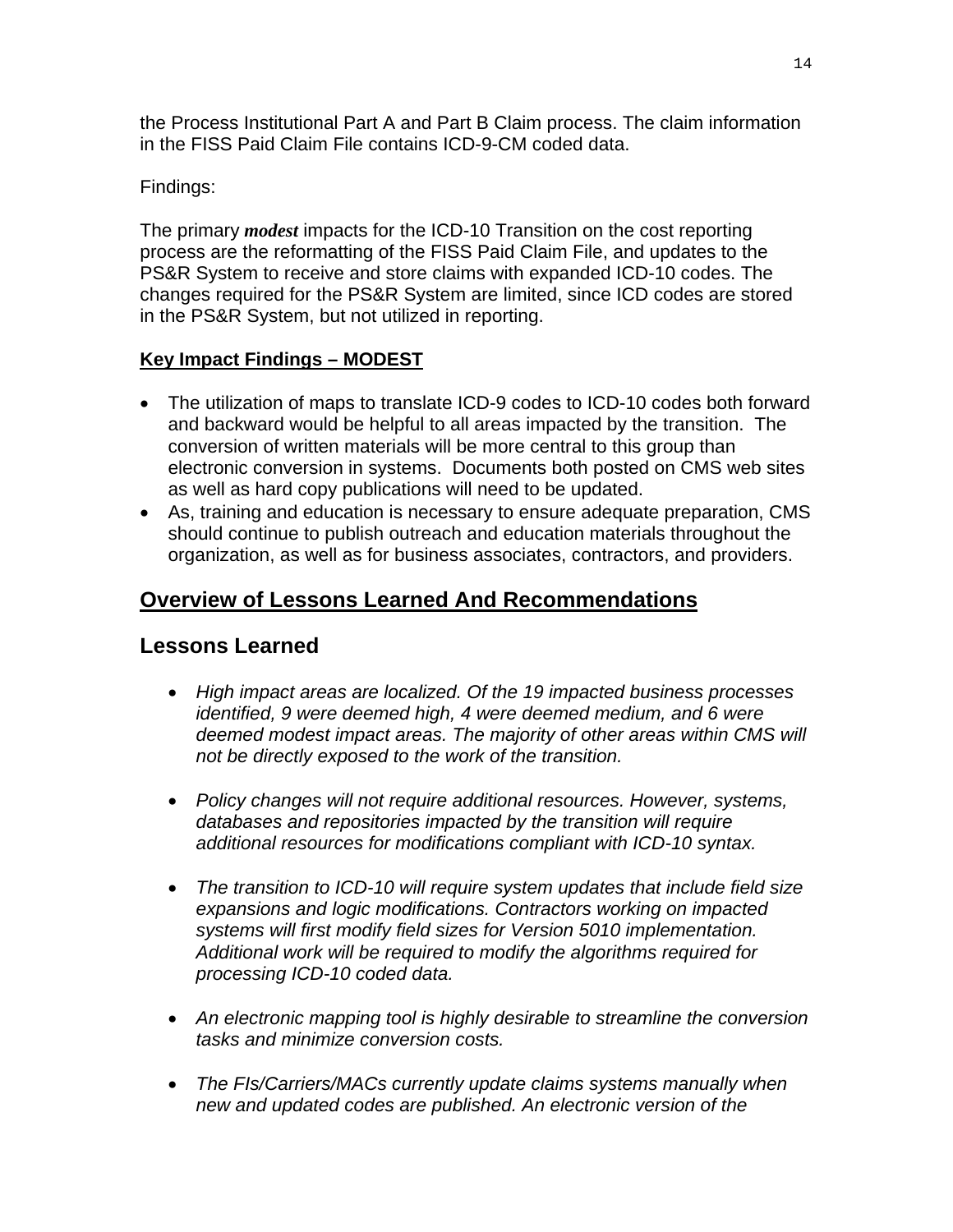the Process Institutional Part A and Part B Claim process. The claim information in the FISS Paid Claim File contains ICD-9-CM coded data.

Findings:

The primary ***modest*** impacts for the ICD-10 Transition on the cost reporting process are the reformatting of the FISS Paid Claim File, and updates to the PS&R System to receive and store claims with expanded ICD-10 codes. The changes required for the PS&R System are limited, since ICD codes are stored in the PS&R System, but not utilized in reporting.

**Key Impact Findings – MODEST**

- The utilization of maps to translate ICD-9 codes to ICD-10 codes both forward and backward would be helpful to all areas impacted by the transition. The conversion of written materials will be more central to this group than electronic conversion in systems. Documents both posted on CMS web sites as well as hard copy publications will need to be updated.
- As, training and education is necessary to ensure adequate preparation, CMS should continue to publish outreach and education materials throughout the organization, as well as for business associates, contractors, and providers.

## Overview of Lessons Learned And Recommendations

## Lessons Learned

- *High impact areas are localized. Of the 19 impacted business processes identified, 9 were deemed high, 4 were deemed medium, and 6 were deemed modest impact areas. The majority of other areas within CMS will not be directly exposed to the work of the transition.*

- *Policy changes will not require additional resources. However, systems, databases and repositories impacted by the transition will require additional resources for modifications compliant with ICD-10 syntax.*

- *The transition to ICD-10 will require system updates that include field size expansions and logic modifications. Contractors working on impacted systems will first modify field sizes for Version 5010 implementation. Additional work will be required to modify the algorithms required for processing ICD-10 coded data.*

- *An electronic mapping tool is highly desirable to streamline the conversion tasks and minimize conversion costs.*

- *The FIs/Carriers/MACs currently update claims systems manually when new and updated codes are published. An electronic version of the*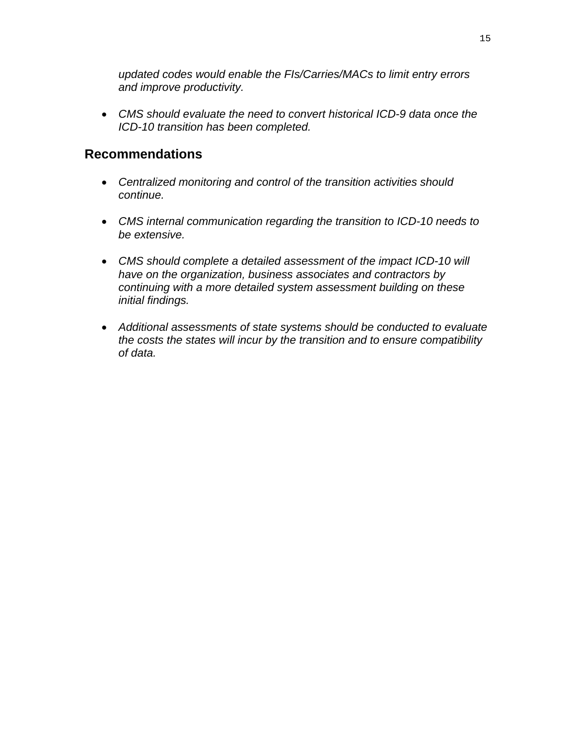*updated codes would enable the FIs/Carries/MACs to limit entry errors and improve productivity.*

- *CMS should evaluate the need to convert historical ICD-9 data once the ICD-10 transition has been completed.*

## Recommendations

- *Centralized monitoring and control of the transition activities should continue.*

- *CMS internal communication regarding the transition to ICD-10 needs to be extensive.*

- *CMS should complete a detailed assessment of the impact ICD-10 will have on the organization, business associates and contractors by continuing with a more detailed system assessment building on these initial findings.*

- *Additional assessments of state systems should be conducted to evaluate the costs the states will incur by the transition and to ensure compatibility of data.*